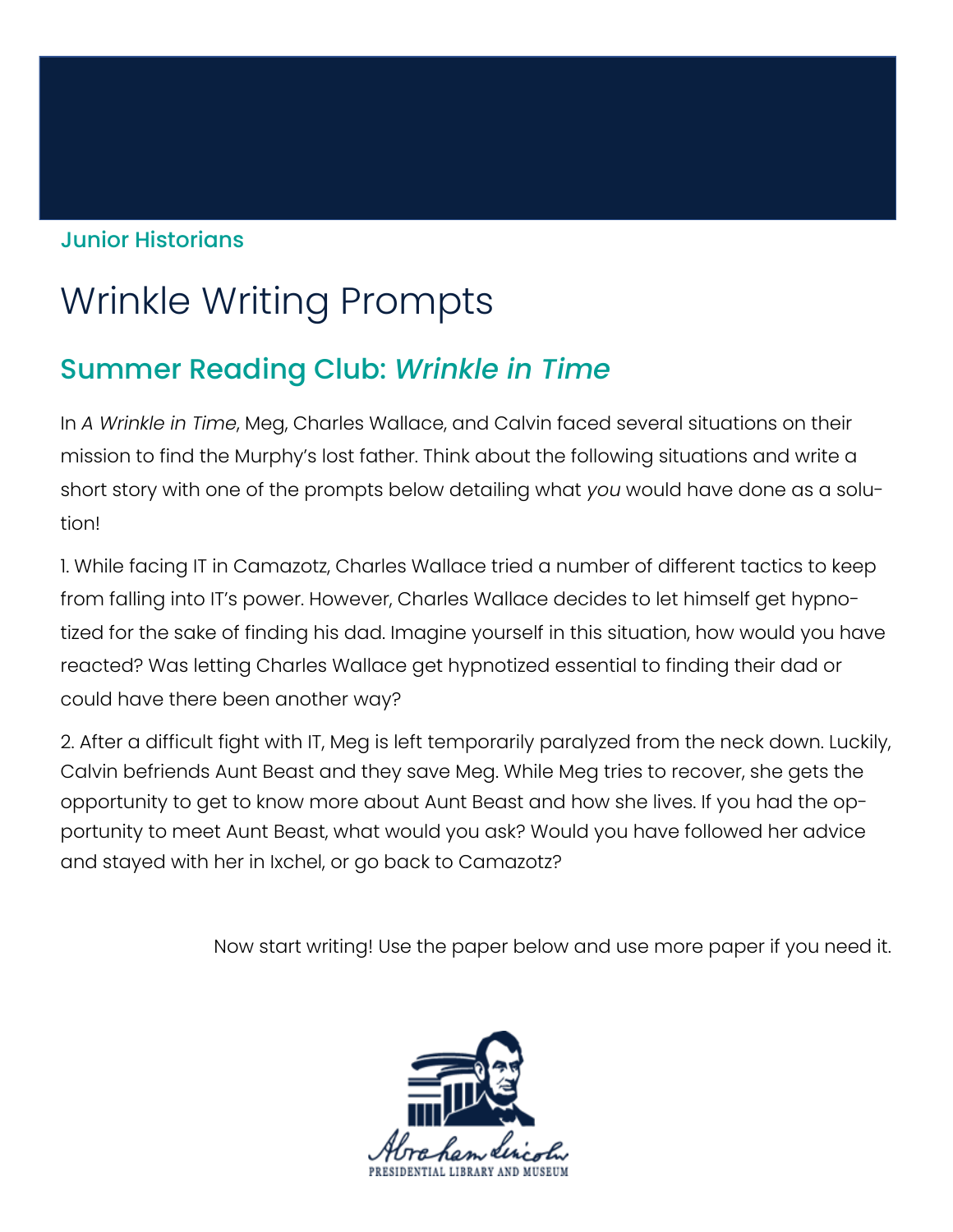Junior Historians

# Wrinkle Writing Prompts

## Summer Reading Club: *Wrinkle in Time*

In *A Wrinkle in Time*, Meg, Charles Wallace, and Calvin faced several situations on their mission to find the Murphy's lost father. Think about the following situations and write a short story with one of the prompts below detailing what *you* would have done as a solution!

1. While facing IT in Camazotz, Charles Wallace tried a number of different tactics to keep from falling into IT's power. However, Charles Wallace decides to let himself get hypnotized for the sake of finding his dad. Imagine yourself in this situation, how would you have reacted? Was letting Charles Wallace get hypnotized essential to finding their dad or could have there been another way?

2. After a difficult fight with IT, Meg is left temporarily paralyzed from the neck down. Luckily, Calvin befriends Aunt Beast and they save Meg. While Meg tries to recover, she gets the opportunity to get to know more about Aunt Beast and how she lives. If you had the opportunity to meet Aunt Beast, what would you ask? Would you have followed her advice and stayed with her in Ixchel, or go back to Camazotz?

Now start writing! Use the paper below and use more paper if you need it.

Abraham Lincoln
PRESIDENTIAL LIBRARY AND MUSEUM